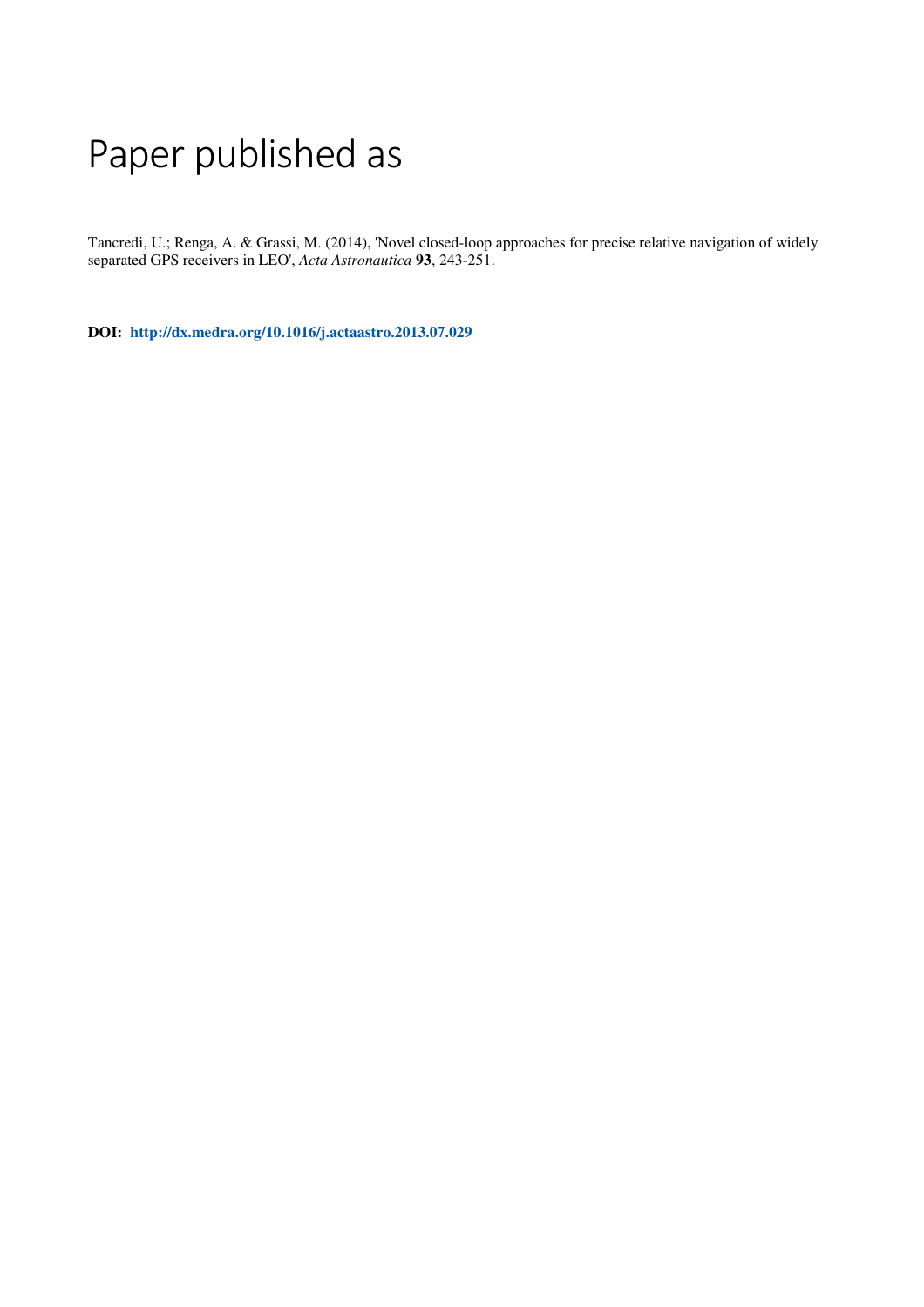# Paper published as

Tancredi, U.; Renga, A. & Grassi, M. (2014), 'Novel closed-loop approaches for precise relative navigation of widely separated GPS receivers in LEO', *Acta Astronautica* **93**, 243-251.

**DOI: http://dx.medra.org/10.1016/j.actaastro.2013.07.029**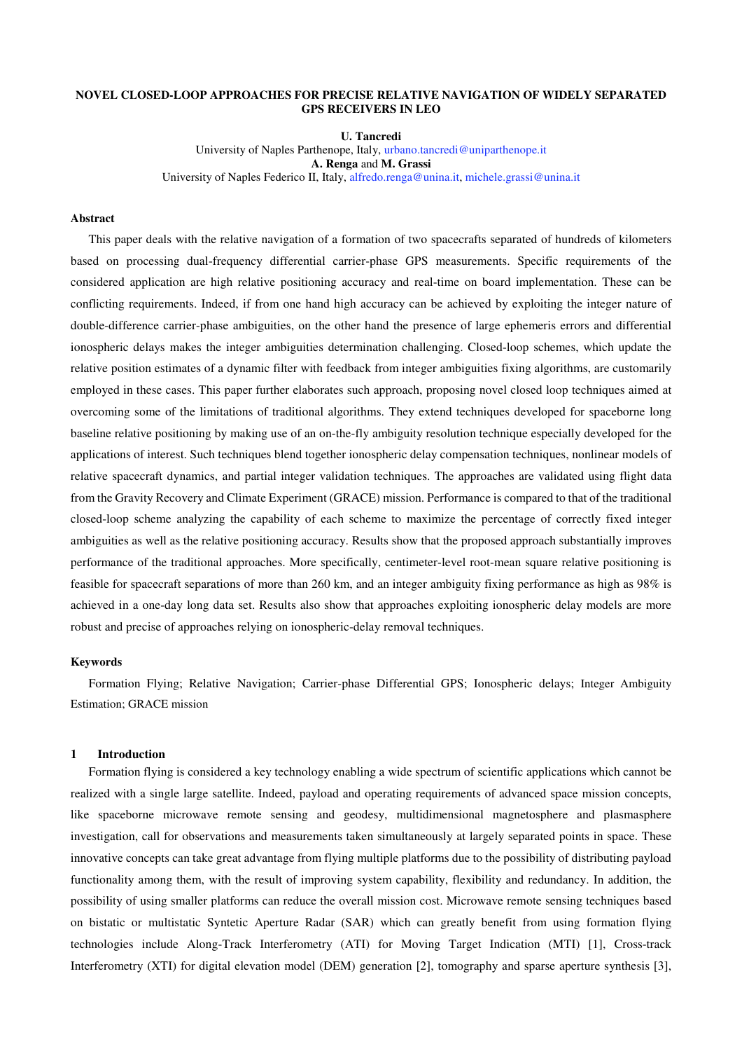**NOVEL CLOSED-LOOP APPROACHES FOR PRECISE RELATIVE NAVIGATION OF WIDELY SEPARATED GPS RECEIVERS IN LEO**

**U. Tancredi**
University of Naples Parthenope, Italy, urbano.tancredi@uniparthenope.it
**A. Renga** and **M. Grassi**
University of Naples Federico II, Italy, alfredo.renga@unina.it, michele.grassi@unina.it

#### Abstract

This paper deals with the relative navigation of a formation of two spacecrafts separated of hundreds of kilometers based on processing dual-frequency differential carrier-phase GPS measurements. Specific requirements of the considered application are high relative positioning accuracy and real-time on board implementation. These can be conflicting requirements. Indeed, if from one hand high accuracy can be achieved by exploiting the integer nature of double-difference carrier-phase ambiguities, on the other hand the presence of large ephemeris errors and differential ionospheric delays makes the integer ambiguities determination challenging. Closed-loop schemes, which update the relative position estimates of a dynamic filter with feedback from integer ambiguities fixing algorithms, are customarily employed in these cases. This paper further elaborates such approach, proposing novel closed loop techniques aimed at overcoming some of the limitations of traditional algorithms. They extend techniques developed for spaceborne long baseline relative positioning by making use of an on-the-fly ambiguity resolution technique especially developed for the applications of interest. Such techniques blend together ionospheric delay compensation techniques, nonlinear models of relative spacecraft dynamics, and partial integer validation techniques. The approaches are validated using flight data from the Gravity Recovery and Climate Experiment (GRACE) mission. Performance is compared to that of the traditional closed-loop scheme analyzing the capability of each scheme to maximize the percentage of correctly fixed integer ambiguities as well as the relative positioning accuracy. Results show that the proposed approach substantially improves performance of the traditional approaches. More specifically, centimeter-level root-mean square relative positioning is feasible for spacecraft separations of more than 260 km, and an integer ambiguity fixing performance as high as 98% is achieved in a one-day long data set. Results also show that approaches exploiting ionospheric delay models are more robust and precise of approaches relying on ionospheric-delay removal techniques.

#### Keywords

Formation Flying; Relative Navigation; Carrier-phase Differential GPS; Ionospheric delays; Integer Ambiguity Estimation; GRACE mission

## 1 Introduction

Formation flying is considered a key technology enabling a wide spectrum of scientific applications which cannot be realized with a single large satellite. Indeed, payload and operating requirements of advanced space mission concepts, like spaceborne microwave remote sensing and geodesy, multidimensional magnetosphere and plasmasphere investigation, call for observations and measurements taken simultaneously at largely separated points in space. These innovative concepts can take great advantage from flying multiple platforms due to the possibility of distributing payload functionality among them, with the result of improving system capability, flexibility and redundancy. In addition, the possibility of using smaller platforms can reduce the overall mission cost. Microwave remote sensing techniques based on bistatic or multistatic Syntetic Aperture Radar (SAR) which can greatly benefit from using formation flying technologies include Along-Track Interferometry (ATI) for Moving Target Indication (MTI) [1], Cross-track Interferometry (XTI) for digital elevation model (DEM) generation [2], tomography and sparse aperture synthesis [3],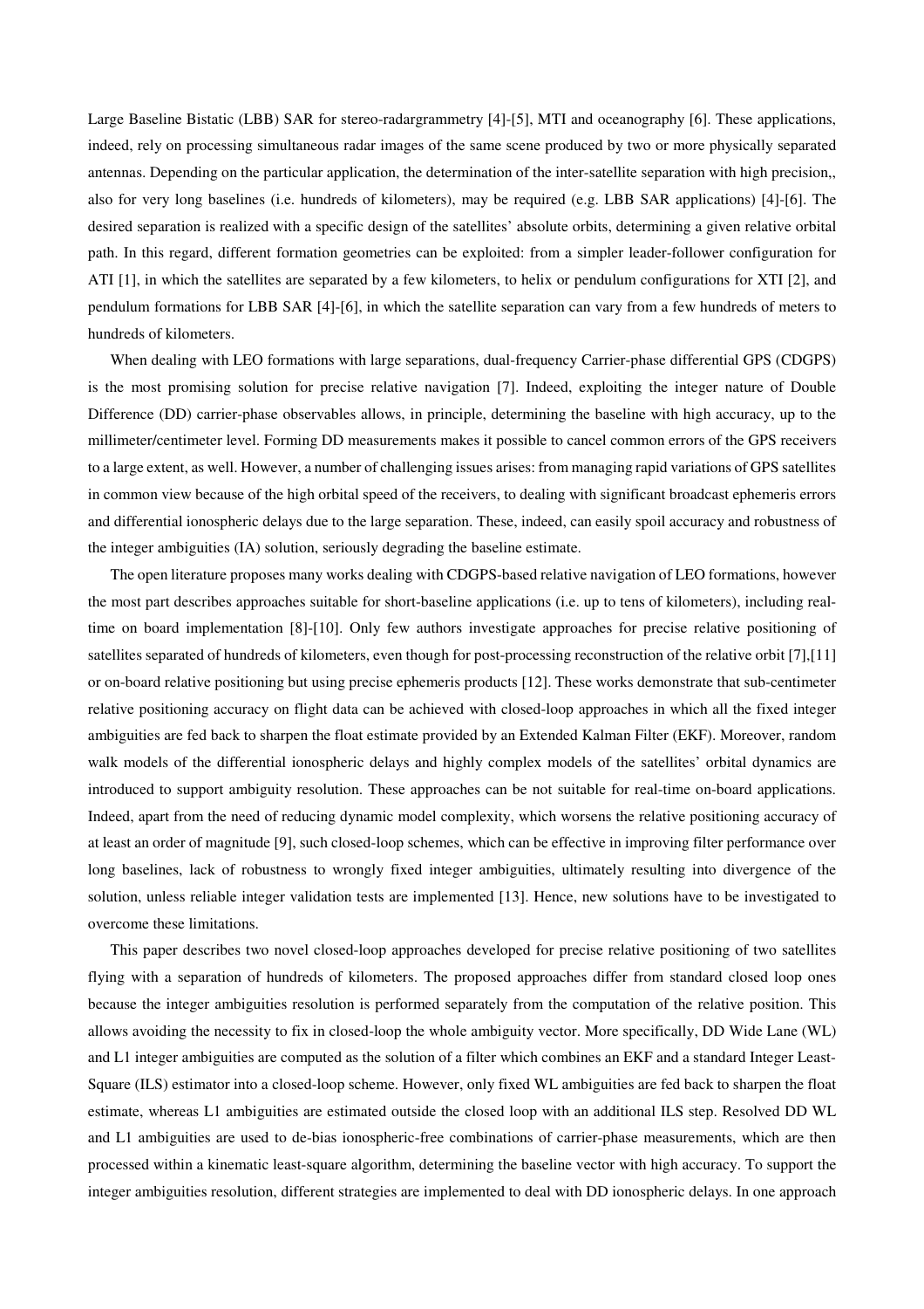Large Baseline Bistatic (LBB) SAR for stereo-radargrammetry [4]-[5], MTI and oceanography [6]. These applications, indeed, rely on processing simultaneous radar images of the same scene produced by two or more physically separated antennas. Depending on the particular application, the determination of the inter-satellite separation with high precision,, also for very long baselines (i.e. hundreds of kilometers), may be required (e.g. LBB SAR applications) [4]-[6]. The desired separation is realized with a specific design of the satellites' absolute orbits, determining a given relative orbital path. In this regard, different formation geometries can be exploited: from a simpler leader-follower configuration for ATI [1], in which the satellites are separated by a few kilometers, to helix or pendulum configurations for XTI [2], and pendulum formations for LBB SAR [4]-[6], in which the satellite separation can vary from a few hundreds of meters to hundreds of kilometers.

When dealing with LEO formations with large separations, dual-frequency Carrier-phase differential GPS (CDGPS) is the most promising solution for precise relative navigation [7]. Indeed, exploiting the integer nature of Double Difference (DD) carrier-phase observables allows, in principle, determining the baseline with high accuracy, up to the millimeter/centimeter level. Forming DD measurements makes it possible to cancel common errors of the GPS receivers to a large extent, as well. However, a number of challenging issues arises: from managing rapid variations of GPS satellites in common view because of the high orbital speed of the receivers, to dealing with significant broadcast ephemeris errors and differential ionospheric delays due to the large separation. These, indeed, can easily spoil accuracy and robustness of the integer ambiguities (IA) solution, seriously degrading the baseline estimate.

The open literature proposes many works dealing with CDGPS-based relative navigation of LEO formations, however the most part describes approaches suitable for short-baseline applications (i.e. up to tens of kilometers), including real-time on board implementation [8]-[10]. Only few authors investigate approaches for precise relative positioning of satellites separated of hundreds of kilometers, even though for post-processing reconstruction of the relative orbit [7],[11] or on-board relative positioning but using precise ephemeris products [12]. These works demonstrate that sub-centimeter relative positioning accuracy on flight data can be achieved with closed-loop approaches in which all the fixed integer ambiguities are fed back to sharpen the float estimate provided by an Extended Kalman Filter (EKF). Moreover, random walk models of the differential ionospheric delays and highly complex models of the satellites' orbital dynamics are introduced to support ambiguity resolution. These approaches can be not suitable for real-time on-board applications. Indeed, apart from the need of reducing dynamic model complexity, which worsens the relative positioning accuracy of at least an order of magnitude [9], such closed-loop schemes, which can be effective in improving filter performance over long baselines, lack of robustness to wrongly fixed integer ambiguities, ultimately resulting into divergence of the solution, unless reliable integer validation tests are implemented [13]. Hence, new solutions have to be investigated to overcome these limitations.

This paper describes two novel closed-loop approaches developed for precise relative positioning of two satellites flying with a separation of hundreds of kilometers. The proposed approaches differ from standard closed loop ones because the integer ambiguities resolution is performed separately from the computation of the relative position. This allows avoiding the necessity to fix in closed-loop the whole ambiguity vector. More specifically, DD Wide Lane (WL) and L1 integer ambiguities are computed as the solution of a filter which combines an EKF and a standard Integer Least-Square (ILS) estimator into a closed-loop scheme. However, only fixed WL ambiguities are fed back to sharpen the float estimate, whereas L1 ambiguities are estimated outside the closed loop with an additional ILS step. Resolved DD WL and L1 ambiguities are used to de-bias ionospheric-free combinations of carrier-phase measurements, which are then processed within a kinematic least-square algorithm, determining the baseline vector with high accuracy. To support the integer ambiguities resolution, different strategies are implemented to deal with DD ionospheric delays. In one approach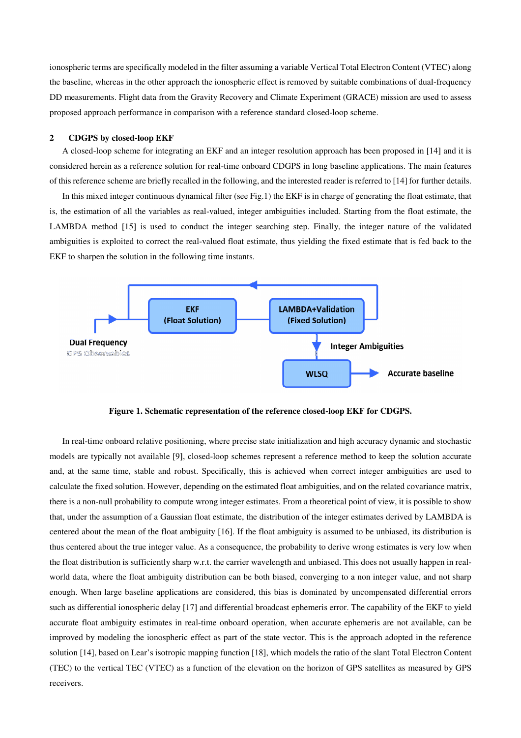ionospheric terms are specifically modeled in the filter assuming a variable Vertical Total Electron Content (VTEC) along the baseline, whereas in the other approach the ionospheric effect is removed by suitable combinations of dual-frequency DD measurements. Flight data from the Gravity Recovery and Climate Experiment (GRACE) mission are used to assess proposed approach performance in comparison with a reference standard closed-loop scheme.

## 2 CDGPS by closed-loop EKF

A closed-loop scheme for integrating an EKF and an integer resolution approach has been proposed in [14] and it is considered herein as a reference solution for real-time onboard CDGPS in long baseline applications. The main features of this reference scheme are briefly recalled in the following, and the interested reader is referred to [14] for further details.

In this mixed integer continuous dynamical filter (see Fig.1) the EKF is in charge of generating the float estimate, that is, the estimation of all the variables as real-valued, integer ambiguities included. Starting from the float estimate, the LAMBDA method [15] is used to conduct the integer searching step. Finally, the integer nature of the validated ambiguities is exploited to correct the real-valued float estimate, thus yielding the fixed estimate that is fed back to the EKF to sharpen the solution in the following time instants.

EKF
(Float Solution)

LAMBDA+Validation
(Fixed Solution)

Dual Frequency
GPS Observables

Integer Ambiguities

WLSQ

Accurate baseline

**Figure 1. Schematic representation of the reference closed-loop EKF for CDGPS.**

In real-time onboard relative positioning, where precise state initialization and high accuracy dynamic and stochastic models are typically not available [9], closed-loop schemes represent a reference method to keep the solution accurate and, at the same time, stable and robust. Specifically, this is achieved when correct integer ambiguities are used to calculate the fixed solution. However, depending on the estimated float ambiguities, and on the related covariance matrix, there is a non-null probability to compute wrong integer estimates. From a theoretical point of view, it is possible to show that, under the assumption of a Gaussian float estimate, the distribution of the integer estimates derived by LAMBDA is centered about the mean of the float ambiguity [16]. If the float ambiguity is assumed to be unbiased, its distribution is thus centered about the true integer value. As a consequence, the probability to derive wrong estimates is very low when the float distribution is sufficiently sharp w.r.t. the carrier wavelength and unbiased. This does not usually happen in real-world data, where the float ambiguity distribution can be both biased, converging to a non integer value, and not sharp enough. When large baseline applications are considered, this bias is dominated by uncompensated differential errors such as differential ionospheric delay [17] and differential broadcast ephemeris error. The capability of the EKF to yield accurate float ambiguity estimates in real-time onboard operation, when accurate ephemeris are not available, can be improved by modeling the ionospheric effect as part of the state vector. This is the approach adopted in the reference solution [14], based on Lear's isotropic mapping function [18], which models the ratio of the slant Total Electron Content (TEC) to the vertical TEC (VTEC) as a function of the elevation on the horizon of GPS satellites as measured by GPS receivers.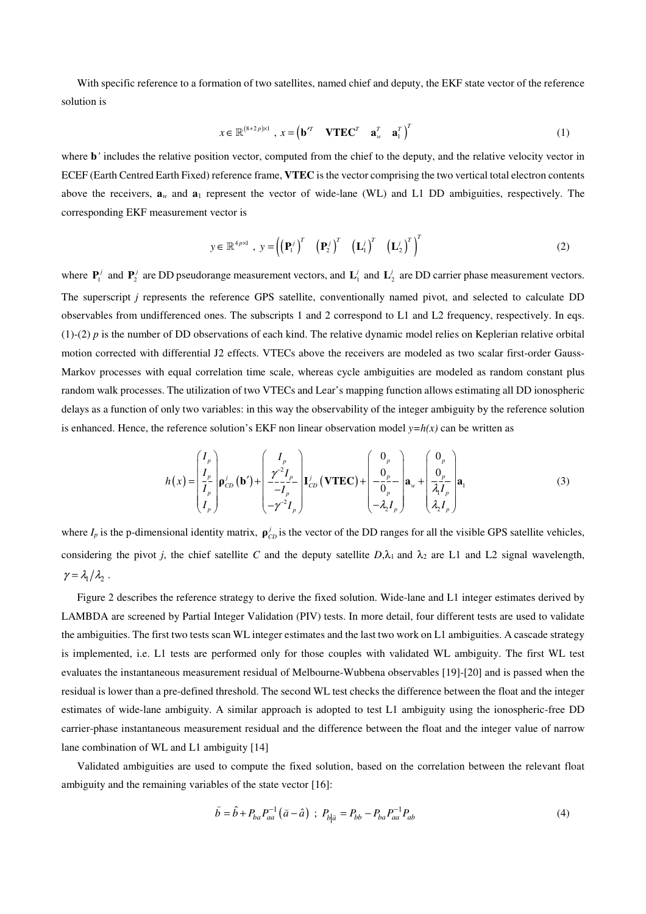With specific reference to a formation of two satellites, named chief and deputy, the EKF state vector of the reference solution is

$$x \in \mathbb{R}^{(8+2p)\times 1}\ ,\ x = \begin{pmatrix} \mathbf{b}'^T & \mathbf{VTEC}^T & \mathbf{a}_w^T & \mathbf{a}_1^T \end{pmatrix}^T \tag{1}$$

where $\mathbf{b}'$ includes the relative position vector, computed from the chief to the deputy, and the relative velocity vector in ECEF (Earth Centred Earth Fixed) reference frame, **VTEC** is the vector comprising the two vertical total electron contents above the receivers, $\mathbf{a}_w$ and $\mathbf{a}_1$ represent the vector of wide-lane (WL) and L1 DD ambiguities, respectively. The corresponding EKF measurement vector is

$$y \in \mathbb{R}^{4p\times 1}\ ,\ y = \left( \left(\mathbf{P}_1^j\right)^T \quad \left(\mathbf{P}_2^j\right)^T \quad \left(\mathbf{L}_1^j\right)^T \quad \left(\mathbf{L}_2^j\right)^T \right)^T \tag{2}$$

where $\mathbf{P}_1^j$ and $\mathbf{P}_2^j$ are DD pseudorange measurement vectors, and $\mathbf{L}_1^j$ and $\mathbf{L}_2^j$ are DD carrier phase measurement vectors. The superscript *j* represents the reference GPS satellite, conventionally named pivot, and selected to calculate DD observables from undifferenced ones. The subscripts 1 and 2 correspond to L1 and L2 frequency, respectively. In eqs. (1)-(2) *p* is the number of DD observations of each kind. The relative dynamic model relies on Keplerian relative orbital motion corrected with differential J2 effects. VTECs above the receivers are modeled as two scalar first-order Gauss-Markov processes with equal correlation time scale, whereas cycle ambiguities are modeled as random constant plus random walk processes. The utilization of two VTECs and Lear's mapping function allows estimating all DD ionospheric delays as a function of only two variables: in this way the observability of the integer ambiguity by the reference solution is enhanced. Hence, the reference solution's EKF non linear observation model $y=h(x)$ can be written as

$$h(x) = \begin{pmatrix} I_p \\ I_p \\ I_p \\ I_p \end{pmatrix} \boldsymbol{\rho}_{CD}^j(\mathbf{b}') + \begin{pmatrix} I_p \\ \gamma^{-2} I_p \\ -I_p \\ -\gamma^{-2} I_p \end{pmatrix} \mathbf{I}_{CD}^j(\mathbf{VTEC}) + \begin{pmatrix} 0_p \\ 0_p \\ 0_p \\ -\lambda_2 I_p \end{pmatrix} \mathbf{a}_w + \begin{pmatrix} 0_p \\ 0_p \\ \lambda_1 I_p \\ \lambda_2 I_p \end{pmatrix} \mathbf{a}_1 \tag{3}$$

where $I_p$ is the p-dimensional identity matrix, $\boldsymbol{\rho}_{CD}^j$ is the vector of the DD ranges for all the visible GPS satellite vehicles, considering the pivot *j*, the chief satellite *C* and the deputy satellite *D*, $\lambda_1$ and $\lambda_2$ are L1 and L2 signal wavelength, $\gamma = \lambda_1/\lambda_2$ .

Figure 2 describes the reference strategy to derive the fixed solution. Wide-lane and L1 integer estimates derived by LAMBDA are screened by Partial Integer Validation (PIV) tests. In more detail, four different tests are used to validate the ambiguities. The first two tests scan WL integer estimates and the last two work on L1 ambiguities. A cascade strategy is implemented, i.e. L1 tests are performed only for those couples with validated WL ambiguity. The first WL test evaluates the instantaneous measurement residual of Melbourne-Wubbena observables [19]-[20] and is passed when the residual is lower than a pre-defined threshold. The second WL test checks the difference between the float and the integer estimates of wide-lane ambiguity. A similar approach is adopted to test L1 ambiguity using the ionospheric-free DD carrier-phase instantaneous measurement residual and the difference between the float and the integer value of narrow lane combination of WL and L1 ambiguity [14]

Validated ambiguities are used to compute the fixed solution, based on the correlation between the relevant float ambiguity and the remaining variables of the state vector [16]:

$$\breve{b} = \hat{b} + P_{ba} P_{aa}^{-1} \left( \breve{a} - \hat{a} \right)\ ;\ P_{b|\breve{a}} = P_{bb} - P_{ba} P_{aa}^{-1} P_{ab} \tag{4}$$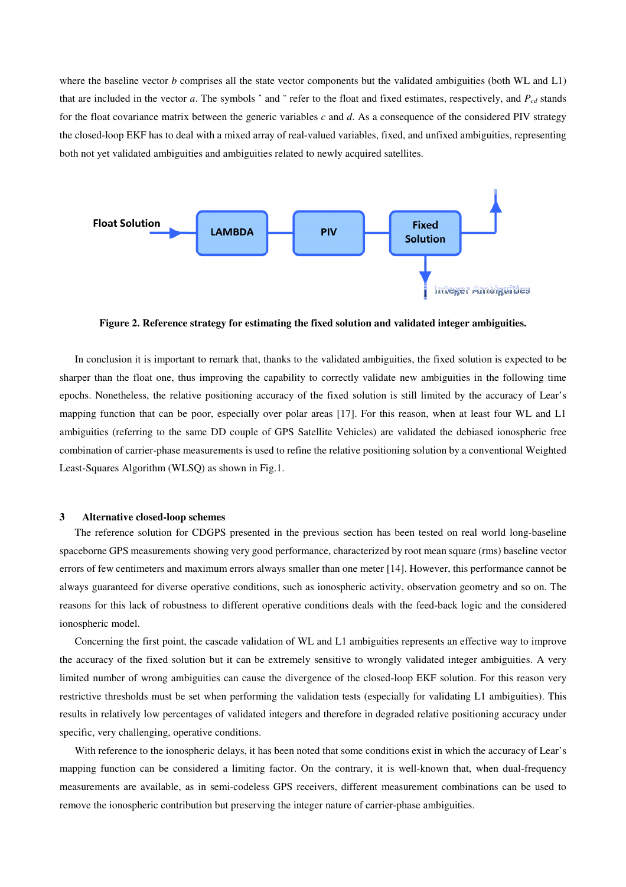where the baseline vector $b$ comprises all the state vector components but the validated ambiguities (both WL and L1) that are included in the vector $a$. The symbols ˆ and ˇ refer to the float and fixed estimates, respectively, and $P_{cd}$ stands for the float covariance matrix between the generic variables $c$ and $d$. As a consequence of the considered PIV strategy the closed-loop EKF has to deal with a mixed array of real-valued variables, fixed, and unfixed ambiguities, representing both not yet validated ambiguities and ambiguities related to newly acquired satellites.

Float Solution → LAMBDA → PIV → Fixed Solution → Integer Ambiguities

**Figure 2. Reference strategy for estimating the fixed solution and validated integer ambiguities.**

In conclusion it is important to remark that, thanks to the validated ambiguities, the fixed solution is expected to be sharper than the float one, thus improving the capability to correctly validate new ambiguities in the following time epochs. Nonetheless, the relative positioning accuracy of the fixed solution is still limited by the accuracy of Lear's mapping function that can be poor, especially over polar areas [17]. For this reason, when at least four WL and L1 ambiguities (referring to the same DD couple of GPS Satellite Vehicles) are validated the debiased ionospheric free combination of carrier-phase measurements is used to refine the relative positioning solution by a conventional Weighted Least-Squares Algorithm (WLSQ) as shown in Fig.1.

## 3 Alternative closed-loop schemes

The reference solution for CDGPS presented in the previous section has been tested on real world long-baseline spaceborne GPS measurements showing very good performance, characterized by root mean square (rms) baseline vector errors of few centimeters and maximum errors always smaller than one meter [14]. However, this performance cannot be always guaranteed for diverse operative conditions, such as ionospheric activity, observation geometry and so on. The reasons for this lack of robustness to different operative conditions deals with the feed-back logic and the considered ionospheric model.

Concerning the first point, the cascade validation of WL and L1 ambiguities represents an effective way to improve the accuracy of the fixed solution but it can be extremely sensitive to wrongly validated integer ambiguities. A very limited number of wrong ambiguities can cause the divergence of the closed-loop EKF solution. For this reason very restrictive thresholds must be set when performing the validation tests (especially for validating L1 ambiguities). This results in relatively low percentages of validated integers and therefore in degraded relative positioning accuracy under specific, very challenging, operative conditions.

With reference to the ionospheric delays, it has been noted that some conditions exist in which the accuracy of Lear's mapping function can be considered a limiting factor. On the contrary, it is well-known that, when dual-frequency measurements are available, as in semi-codeless GPS receivers, different measurement combinations can be used to remove the ionospheric contribution but preserving the integer nature of carrier-phase ambiguities.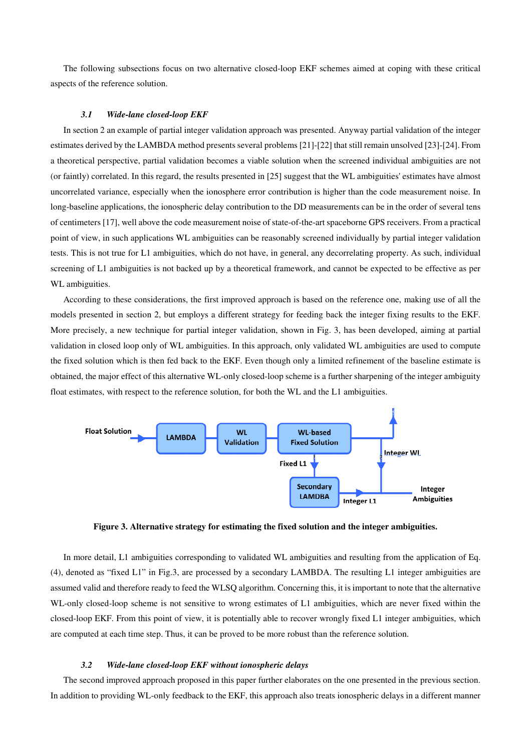The following subsections focus on two alternative closed-loop EKF schemes aimed at coping with these critical aspects of the reference solution.

### *3.1 Wide-lane closed-loop EKF*

In section 2 an example of partial integer validation approach was presented. Anyway partial validation of the integer estimates derived by the LAMBDA method presents several problems [21]-[22] that still remain unsolved [23]-[24]. From a theoretical perspective, partial validation becomes a viable solution when the screened individual ambiguities are not (or faintly) correlated. In this regard, the results presented in [25] suggest that the WL ambiguities' estimates have almost uncorrelated variance, especially when the ionosphere error contribution is higher than the code measurement noise. In long-baseline applications, the ionospheric delay contribution to the DD measurements can be in the order of several tens of centimeters [17], well above the code measurement noise of state-of-the-art spaceborne GPS receivers. From a practical point of view, in such applications WL ambiguities can be reasonably screened individually by partial integer validation tests. This is not true for L1 ambiguities, which do not have, in general, any decorrelating property. As such, individual screening of L1 ambiguities is not backed up by a theoretical framework, and cannot be expected to be effective as per WL ambiguities.

According to these considerations, the first improved approach is based on the reference one, making use of all the models presented in section 2, but employs a different strategy for feeding back the integer fixing results to the EKF. More precisely, a new technique for partial integer validation, shown in Fig. 3, has been developed, aiming at partial validation in closed loop only of WL ambiguities. In this approach, only validated WL ambiguities are used to compute the fixed solution which is then fed back to the EKF. Even though only a limited refinement of the baseline estimate is obtained, the major effect of this alternative WL-only closed-loop scheme is a further sharpening of the integer ambiguity float estimates, with respect to the reference solution, for both the WL and the L1 ambiguities.

Float Solution
LAMBDA
WL Validation
WL-based Fixed Solution
Integer WL
Fixed L1
Secondary LAMDBA
Integer L1
Integer Ambiguities

**Figure 3. Alternative strategy for estimating the fixed solution and the integer ambiguities.**

In more detail, L1 ambiguities corresponding to validated WL ambiguities and resulting from the application of Eq. (4), denoted as "fixed L1" in Fig.3, are processed by a secondary LAMBDA. The resulting L1 integer ambiguities are assumed valid and therefore ready to feed the WLSQ algorithm. Concerning this, it is important to note that the alternative WL-only closed-loop scheme is not sensitive to wrong estimates of L1 ambiguities, which are never fixed within the closed-loop EKF. From this point of view, it is potentially able to recover wrongly fixed L1 integer ambiguities, which are computed at each time step. Thus, it can be proved to be more robust than the reference solution.

### *3.2 Wide-lane closed-loop EKF without ionospheric delays*

The second improved approach proposed in this paper further elaborates on the one presented in the previous section. In addition to providing WL-only feedback to the EKF, this approach also treats ionospheric delays in a different manner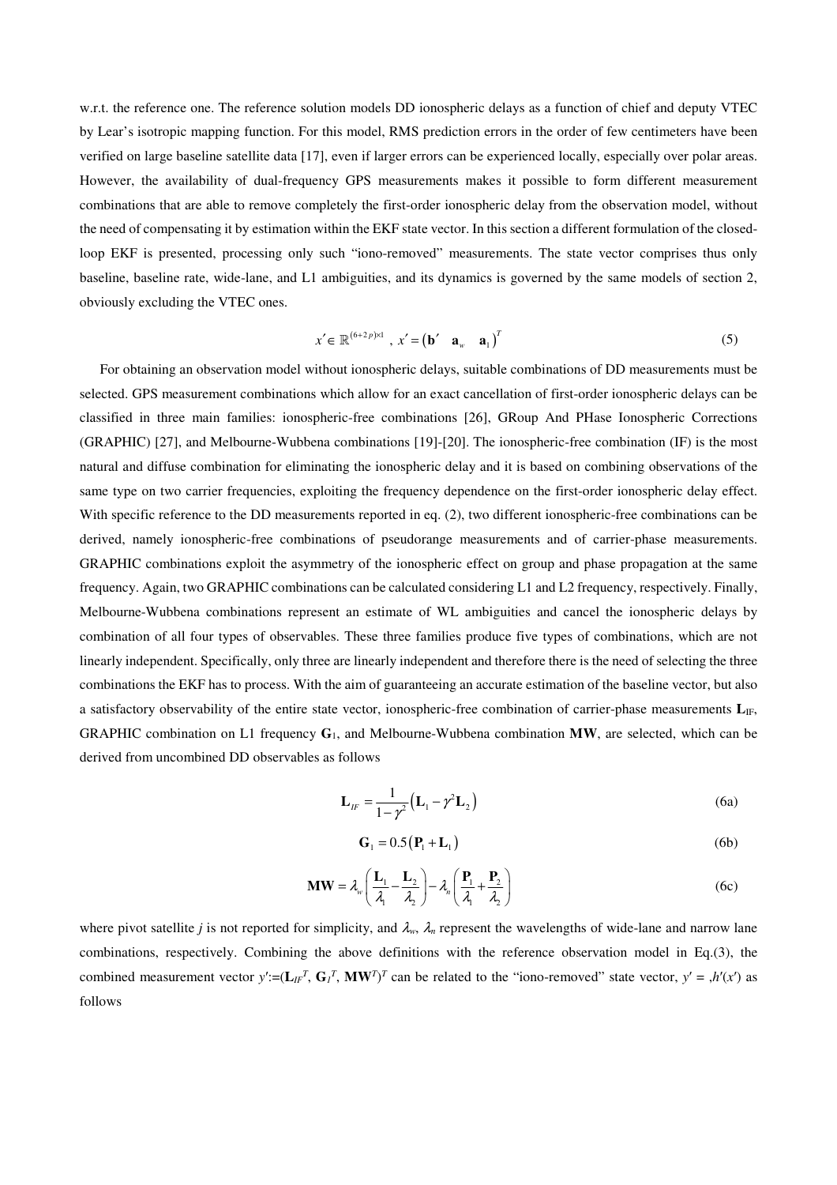w.r.t. the reference one. The reference solution models DD ionospheric delays as a function of chief and deputy VTEC by Lear's isotropic mapping function. For this model, RMS prediction errors in the order of few centimeters have been verified on large baseline satellite data [17], even if larger errors can be experienced locally, especially over polar areas. However, the availability of dual-frequency GPS measurements makes it possible to form different measurement combinations that are able to remove completely the first-order ionospheric delay from the observation model, without the need of compensating it by estimation within the EKF state vector. In this section a different formulation of the closed-loop EKF is presented, processing only such "iono-removed" measurements. The state vector comprises thus only baseline, baseline rate, wide-lane, and L1 ambiguities, and its dynamics is governed by the same models of section 2, obviously excluding the VTEC ones.

$$x' \in \mathbb{R}^{(6+2p)\times 1}\ ,\ x' = \begin{pmatrix} \mathbf{b}' & \mathbf{a}_w & \mathbf{a}_1 \end{pmatrix}^T \tag{5}$$

For obtaining an observation model without ionospheric delays, suitable combinations of DD measurements must be selected. GPS measurement combinations which allow for an exact cancellation of first-order ionospheric delays can be classified in three main families: ionospheric-free combinations [26], GRoup And PHase Ionospheric Corrections (GRAPHIC) [27], and Melbourne-Wubbena combinations [19]-[20]. The ionospheric-free combination (IF) is the most natural and diffuse combination for eliminating the ionospheric delay and it is based on combining observations of the same type on two carrier frequencies, exploiting the frequency dependence on the first-order ionospheric delay effect. With specific reference to the DD measurements reported in eq. (2), two different ionospheric-free combinations can be derived, namely ionospheric-free combinations of pseudorange measurements and of carrier-phase measurements. GRAPHIC combinations exploit the asymmetry of the ionospheric effect on group and phase propagation at the same frequency. Again, two GRAPHIC combinations can be calculated considering L1 and L2 frequency, respectively. Finally, Melbourne-Wubbena combinations represent an estimate of WL ambiguities and cancel the ionospheric delays by combination of all four types of observables. These three families produce five types of combinations, which are not linearly independent. Specifically, only three are linearly independent and therefore there is the need of selecting the three combinations the EKF has to process. With the aim of guaranteeing an accurate estimation of the baseline vector, but also a satisfactory observability of the entire state vector, ionospheric-free combination of carrier-phase measurements $\mathbf{L}_{IF}$, GRAPHIC combination on L1 frequency $\mathbf{G}_1$, and Melbourne-Wubbena combination $\mathbf{MW}$, are selected, which can be derived from uncombined DD observables as follows

$$\mathbf{L}_{IF} = \frac{1}{1-\gamma^2}\left(\mathbf{L}_1 - \gamma^2 \mathbf{L}_2\right) \tag{6a}$$

$$\mathbf{G}_1 = 0.5\left(\mathbf{P}_1 + \mathbf{L}_1\right) \tag{6b}$$

$$\mathbf{MW} = \lambda_w \left(\frac{\mathbf{L}_1}{\lambda_1} - \frac{\mathbf{L}_2}{\lambda_2}\right) - \lambda_n \left(\frac{\mathbf{P}_1}{\lambda_1} + \frac{\mathbf{P}_2}{\lambda_2}\right) \tag{6c}$$

where pivot satellite $j$ is not reported for simplicity, and $\lambda_w$, $\lambda_n$ represent the wavelengths of wide-lane and narrow lane combinations, respectively. Combining the above definitions with the reference observation model in Eq.(3), the combined measurement vector $y' := (\mathbf{L}_{IF}^T, \mathbf{G}_1^T, \mathbf{MW}^T)^T$ can be related to the "iono-removed" state vector, $y' = ,h'(x')$ as follows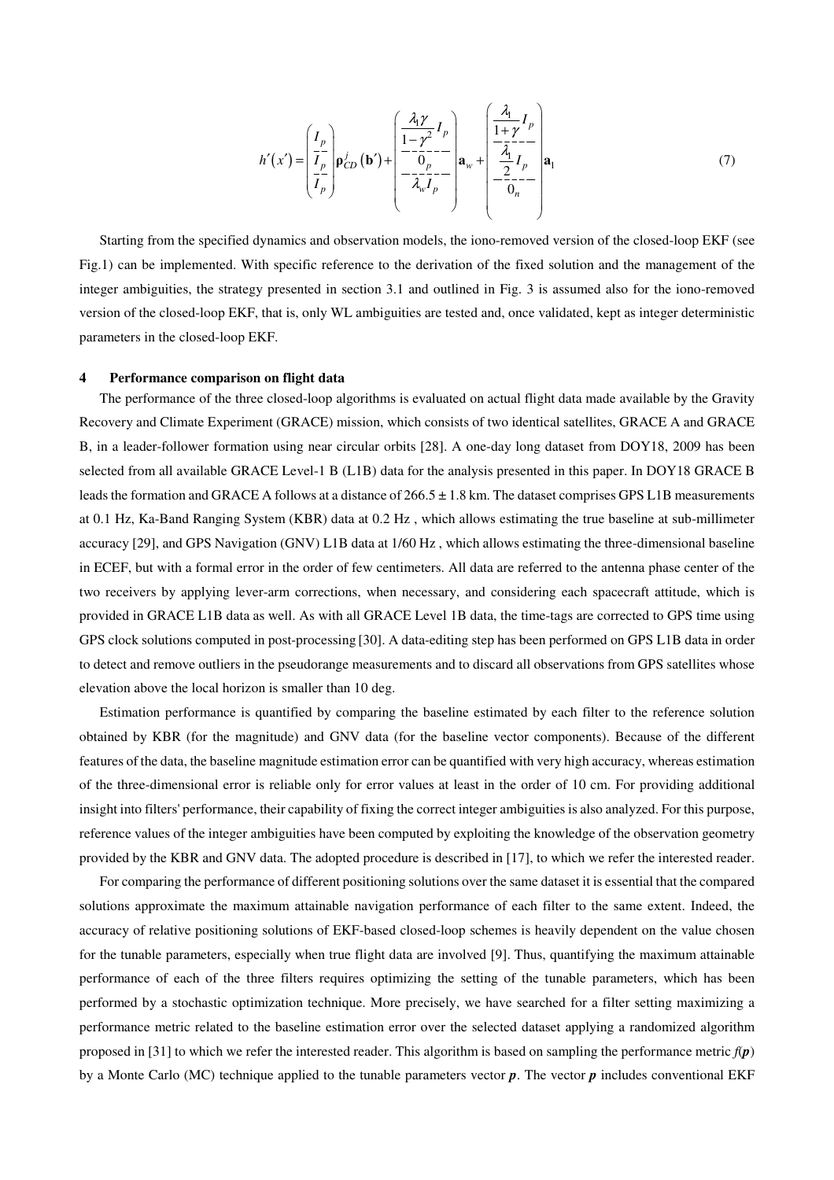$$
h'(x') = \begin{pmatrix} I_p \\ \hline I_p \\ \hline I_p \end{pmatrix} \mathbf{\rho}_{CD}^{j}(\mathbf{b}') + \begin{pmatrix} \dfrac{\lambda_1 \gamma}{1-\gamma^2} I_p \\ \hline 0_p \\ \hline \lambda_w I_p \end{pmatrix} \mathbf{a}_w + \begin{pmatrix} \dfrac{\lambda_1}{1+\gamma} I_p \\ \hline \dfrac{\lambda_1}{2} I_p \\ \hline 0_n \end{pmatrix} \mathbf{a}_1 \tag{7}
$$

Starting from the specified dynamics and observation models, the iono-removed version of the closed-loop EKF (see Fig.1) can be implemented. With specific reference to the derivation of the fixed solution and the management of the integer ambiguities, the strategy presented in section 3.1 and outlined in Fig. 3 is assumed also for the iono-removed version of the closed-loop EKF, that is, only WL ambiguities are tested and, once validated, kept as integer deterministic parameters in the closed-loop EKF.

## 4 Performance comparison on flight data

The performance of the three closed-loop algorithms is evaluated on actual flight data made available by the Gravity Recovery and Climate Experiment (GRACE) mission, which consists of two identical satellites, GRACE A and GRACE B, in a leader-follower formation using near circular orbits [28]. A one-day long dataset from DOY18, 2009 has been selected from all available GRACE Level-1 B (L1B) data for the analysis presented in this paper. In DOY18 GRACE B leads the formation and GRACE A follows at a distance of 266.5 ± 1.8 km. The dataset comprises GPS L1B measurements at 0.1 Hz, Ka-Band Ranging System (KBR) data at 0.2 Hz , which allows estimating the true baseline at sub-millimeter accuracy [29], and GPS Navigation (GNV) L1B data at 1/60 Hz , which allows estimating the three-dimensional baseline in ECEF, but with a formal error in the order of few centimeters. All data are referred to the antenna phase center of the two receivers by applying lever-arm corrections, when necessary, and considering each spacecraft attitude, which is provided in GRACE L1B data as well. As with all GRACE Level 1B data, the time-tags are corrected to GPS time using GPS clock solutions computed in post-processing [30]. A data-editing step has been performed on GPS L1B data in order to detect and remove outliers in the pseudorange measurements and to discard all observations from GPS satellites whose elevation above the local horizon is smaller than 10 deg.

Estimation performance is quantified by comparing the baseline estimated by each filter to the reference solution obtained by KBR (for the magnitude) and GNV data (for the baseline vector components). Because of the different features of the data, the baseline magnitude estimation error can be quantified with very high accuracy, whereas estimation of the three-dimensional error is reliable only for error values at least in the order of 10 cm. For providing additional insight into filters' performance, their capability of fixing the correct integer ambiguities is also analyzed. For this purpose, reference values of the integer ambiguities have been computed by exploiting the knowledge of the observation geometry provided by the KBR and GNV data. The adopted procedure is described in [17], to which we refer the interested reader.

For comparing the performance of different positioning solutions over the same dataset it is essential that the compared solutions approximate the maximum attainable navigation performance of each filter to the same extent. Indeed, the accuracy of relative positioning solutions of EKF-based closed-loop schemes is heavily dependent on the value chosen for the tunable parameters, especially when true flight data are involved [9]. Thus, quantifying the maximum attainable performance of each of the three filters requires optimizing the setting of the tunable parameters, which has been performed by a stochastic optimization technique. More precisely, we have searched for a filter setting maximizing a performance metric related to the baseline estimation error over the selected dataset applying a randomized algorithm proposed in [31] to which we refer the interested reader. This algorithm is based on sampling the performance metric $f(\boldsymbol{p})$ by a Monte Carlo (MC) technique applied to the tunable parameters vector $\boldsymbol{p}$. The vector $\boldsymbol{p}$ includes conventional EKF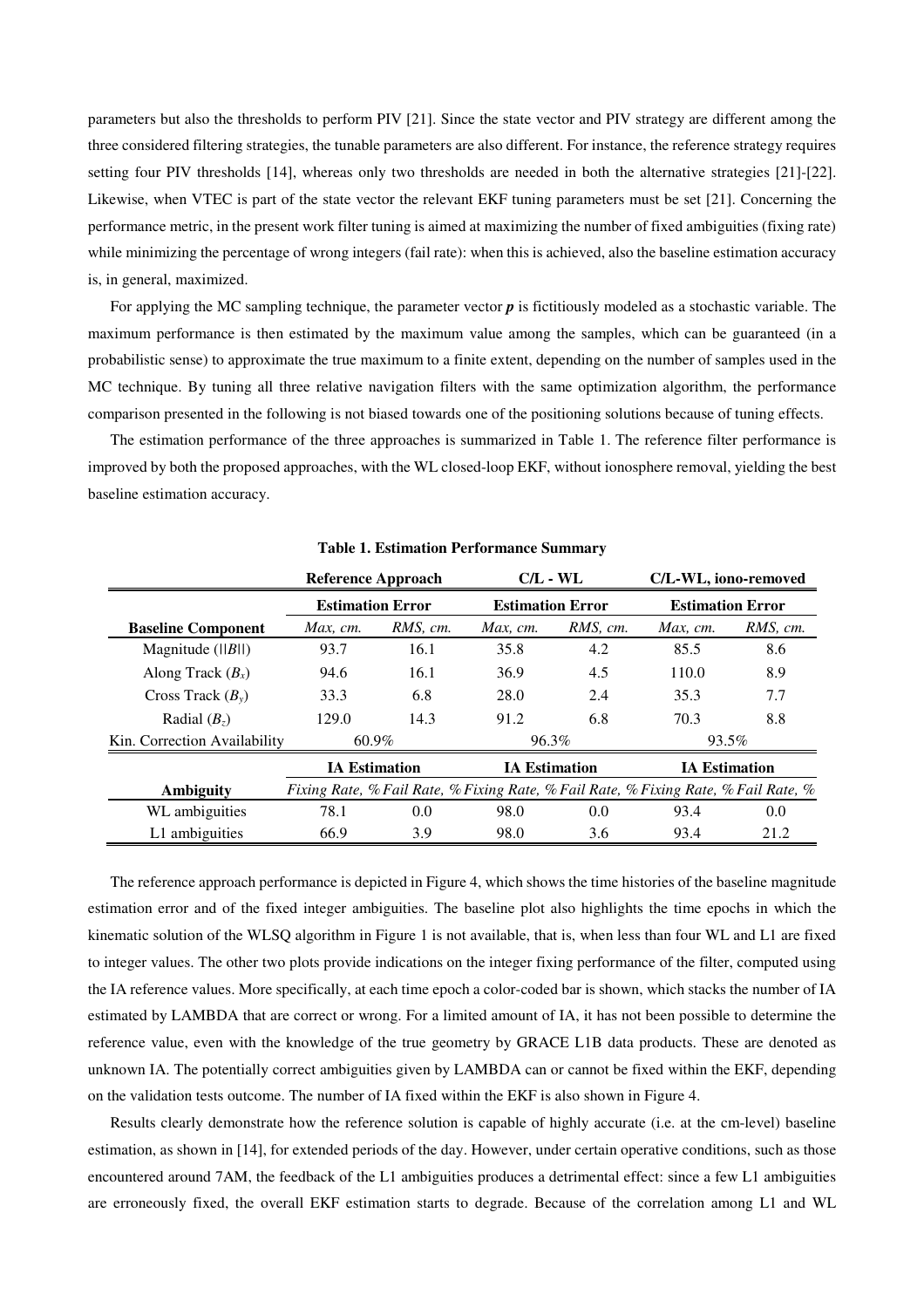parameters but also the thresholds to perform PIV [21]. Since the state vector and PIV strategy are different among the three considered filtering strategies, the tunable parameters are also different. For instance, the reference strategy requires setting four PIV thresholds [14], whereas only two thresholds are needed in both the alternative strategies [21]-[22]. Likewise, when VTEC is part of the state vector the relevant EKF tuning parameters must be set [21]. Concerning the performance metric, in the present work filter tuning is aimed at maximizing the number of fixed ambiguities (fixing rate) while minimizing the percentage of wrong integers (fail rate): when this is achieved, also the baseline estimation accuracy is, in general, maximized.

For applying the MC sampling technique, the parameter vector $\boldsymbol{p}$ is fictitiously modeled as a stochastic variable. The maximum performance is then estimated by the maximum value among the samples, which can be guaranteed (in a probabilistic sense) to approximate the true maximum to a finite extent, depending on the number of samples used in the MC technique. By tuning all three relative navigation filters with the same optimization algorithm, the performance comparison presented in the following is not biased towards one of the positioning solutions because of tuning effects.

The estimation performance of the three approaches is summarized in Table 1. The reference filter performance is improved by both the proposed approaches, with the WL closed-loop EKF, without ionosphere removal, yielding the best baseline estimation accuracy.

**Table 1. Estimation Performance Summary**

| | **Reference Approach** | | **C/L - WL** | | **C/L-WL, iono-removed** | |
|---|---|---|---|---|---|---|
| | **Estimation Error** | | **Estimation Error** | | **Estimation Error** | |
| **Baseline Component** | *Max, cm.* | *RMS, cm.* | *Max, cm.* | *RMS, cm.* | *Max, cm.* | *RMS, cm.* |
| Magnitude ($\|\|B\|\|$) | 93.7 | 16.1 | 35.8 | 4.2 | 85.5 | 8.6 |
| Along Track ($B_x$) | 94.6 | 16.1 | 36.9 | 4.5 | 110.0 | 8.9 |
| Cross Track ($B_y$) | 33.3 | 6.8 | 28.0 | 2.4 | 35.3 | 7.7 |
| Radial ($B_z$) | 129.0 | 14.3 | 91.2 | 6.8 | 70.3 | 8.8 |
| Kin. Correction Availability | 60.9% | | 96.3% | | 93.5% | |
| | **IA Estimation** | | **IA Estimation** | | **IA Estimation** | |
| **Ambiguity** | *Fixing Rate, %* | *Fail Rate, %* | *Fixing Rate, %* | *Fail Rate, %* | *Fixing Rate, %* | *Fail Rate, %* |
| WL ambiguities | 78.1 | 0.0 | 98.0 | 0.0 | 93.4 | 0.0 |
| L1 ambiguities | 66.9 | 3.9 | 98.0 | 3.6 | 93.4 | 21.2 |

The reference approach performance is depicted in Figure 4, which shows the time histories of the baseline magnitude estimation error and of the fixed integer ambiguities. The baseline plot also highlights the time epochs in which the kinematic solution of the WLSQ algorithm in Figure 1 is not available, that is, when less than four WL and L1 are fixed to integer values. The other two plots provide indications on the integer fixing performance of the filter, computed using the IA reference values. More specifically, at each time epoch a color-coded bar is shown, which stacks the number of IA estimated by LAMBDA that are correct or wrong. For a limited amount of IA, it has not been possible to determine the reference value, even with the knowledge of the true geometry by GRACE L1B data products. These are denoted as unknown IA. The potentially correct ambiguities given by LAMBDA can or cannot be fixed within the EKF, depending on the validation tests outcome. The number of IA fixed within the EKF is also shown in Figure 4.

Results clearly demonstrate how the reference solution is capable of highly accurate (i.e. at the cm-level) baseline estimation, as shown in [14], for extended periods of the day. However, under certain operative conditions, such as those encountered around 7AM, the feedback of the L1 ambiguities produces a detrimental effect: since a few L1 ambiguities are erroneously fixed, the overall EKF estimation starts to degrade. Because of the correlation among L1 and WL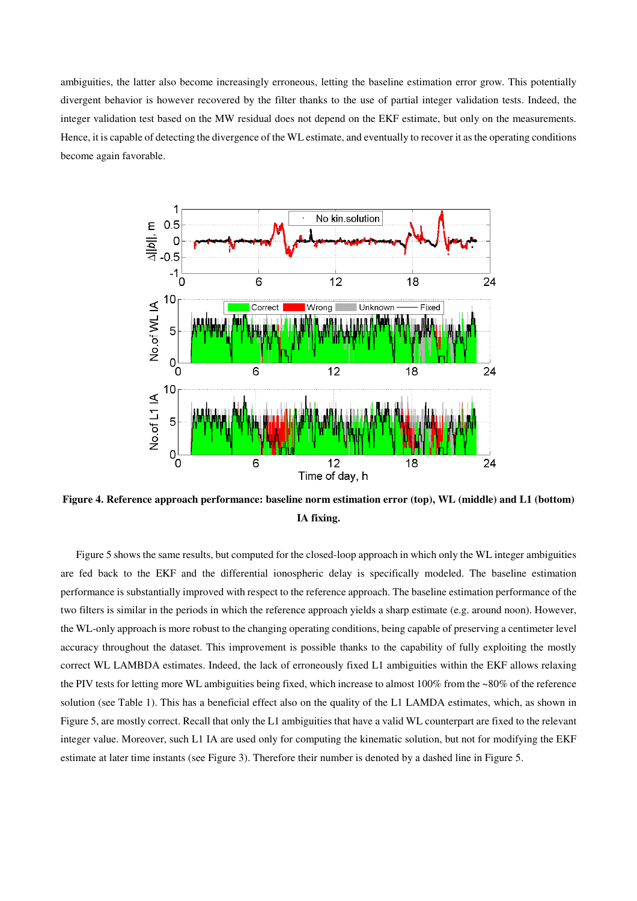ambiguities, the latter also become increasingly erroneous, letting the baseline estimation error grow. This potentially divergent behavior is however recovered by the filter thanks to the use of partial integer validation tests. Indeed, the integer validation test based on the MW residual does not depend on the EKF estimate, but only on the measurements. Hence, it is capable of detecting the divergence of the WL estimate, and eventually to recover it as the operating conditions become again favorable.

**Figure 4. Reference approach performance: baseline norm estimation error (top), WL (middle) and L1 (bottom) IA fixing.**

Figure 5 shows the same results, but computed for the closed-loop approach in which only the WL integer ambiguities are fed back to the EKF and the differential ionospheric delay is specifically modeled. The baseline estimation performance is substantially improved with respect to the reference approach. The baseline estimation performance of the two filters is similar in the periods in which the reference approach yields a sharp estimate (e.g. around noon). However, the WL-only approach is more robust to the changing operating conditions, being capable of preserving a centimeter level accuracy throughout the dataset. This improvement is possible thanks to the capability of fully exploiting the mostly correct WL LAMBDA estimates. Indeed, the lack of erroneously fixed L1 ambiguities within the EKF allows relaxing the PIV tests for letting more WL ambiguities being fixed, which increase to almost 100% from the ~80% of the reference solution (see Table 1). This has a beneficial effect also on the quality of the L1 LAMDA estimates, which, as shown in Figure 5, are mostly correct. Recall that only the L1 ambiguities that have a valid WL counterpart are fixed to the relevant integer value. Moreover, such L1 IA are used only for computing the kinematic solution, but not for modifying the EKF estimate at later time instants (see Figure 3). Therefore their number is denoted by a dashed line in Figure 5.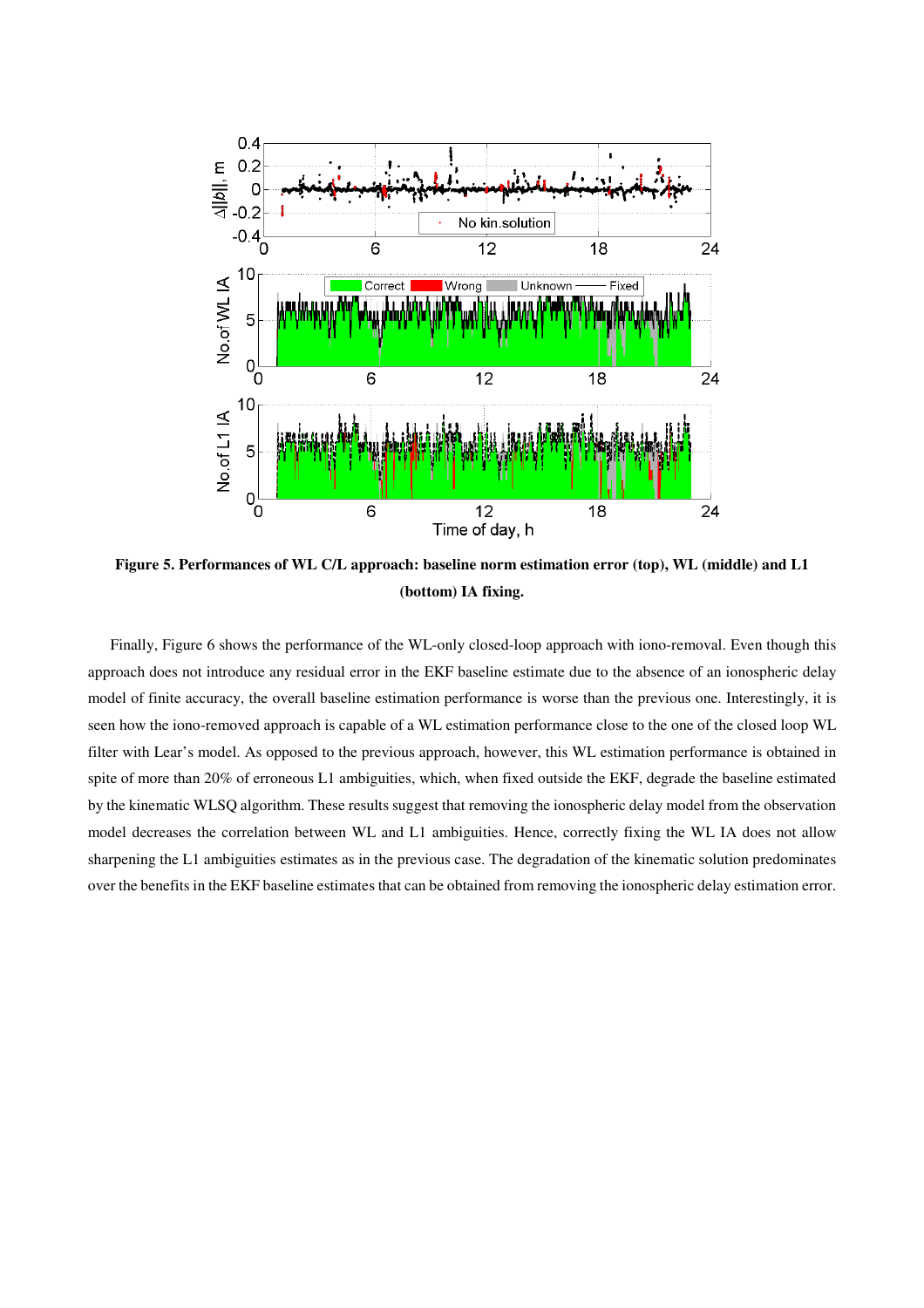0.4
0.2
0
-0.2
-0.4
$\Delta\|b\|$, m
No kin.solution
0 6 12 18 24

10
5
0
No.of WL IA
Correct Wrong Unknown Fixed
0 6 12 18 24

10
5
0
No.of L1 IA
0 6 12 18 24
Time of day, h

**Figure 5. Performances of WL C/L approach: baseline norm estimation error (top), WL (middle) and L1 (bottom) IA fixing.**

Finally, Figure 6 shows the performance of the WL-only closed-loop approach with iono-removal. Even though this approach does not introduce any residual error in the EKF baseline estimate due to the absence of an ionospheric delay model of finite accuracy, the overall baseline estimation performance is worse than the previous one. Interestingly, it is seen how the iono-removed approach is capable of a WL estimation performance close to the one of the closed loop WL filter with Lear's model. As opposed to the previous approach, however, this WL estimation performance is obtained in spite of more than 20% of erroneous L1 ambiguities, which, when fixed outside the EKF, degrade the baseline estimated by the kinematic WLSQ algorithm. These results suggest that removing the ionospheric delay model from the observation model decreases the correlation between WL and L1 ambiguities. Hence, correctly fixing the WL IA does not allow sharpening the L1 ambiguities estimates as in the previous case. The degradation of the kinematic solution predominates over the benefits in the EKF baseline estimates that can be obtained from removing the ionospheric delay estimation error.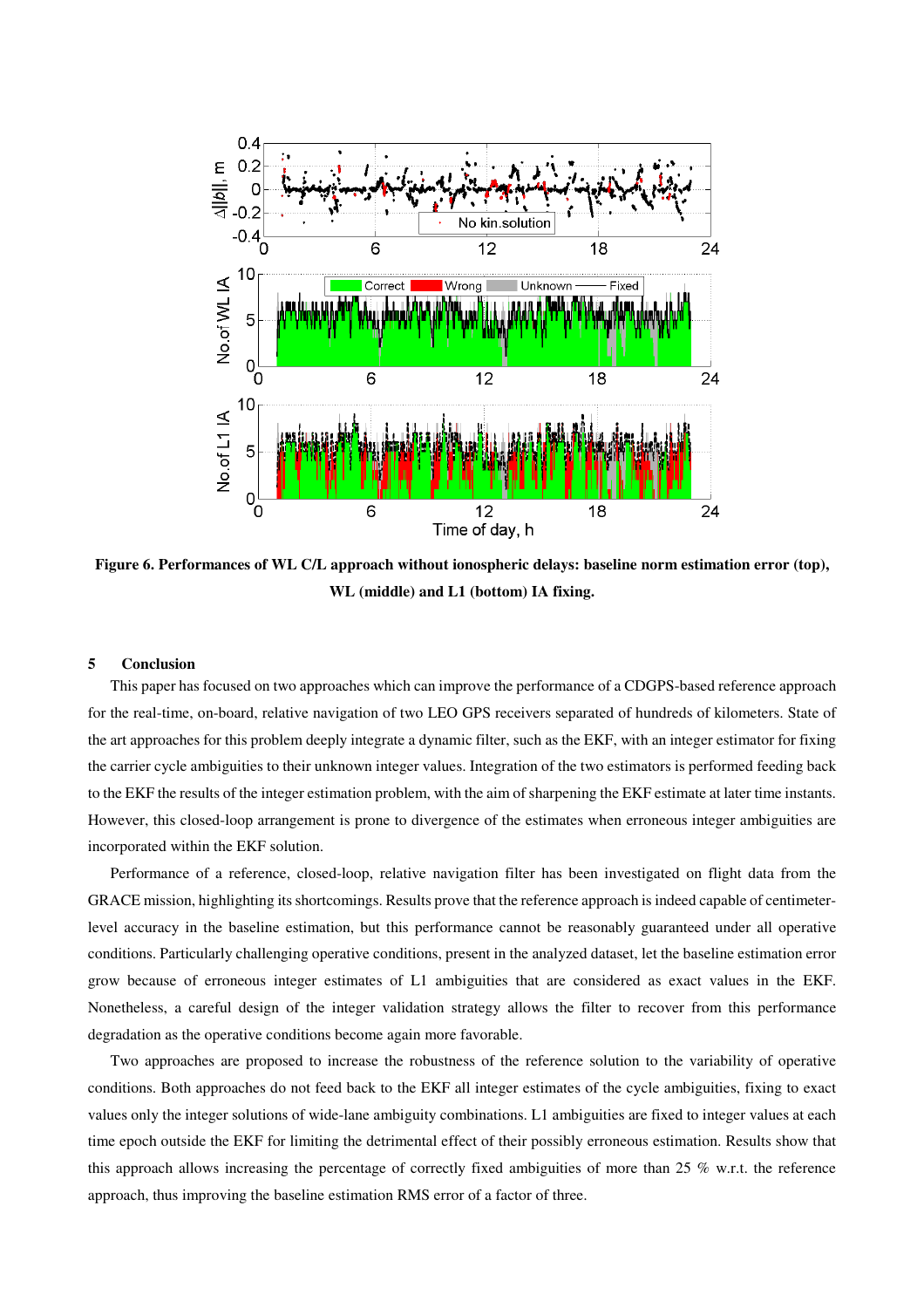0.4
0.2
0
-0.2
-0.4
$\Delta||b||$, m
No kin.solution
0 6 12 18 24

10
5
0
No.of WL IA
Correct Wrong Unknown Fixed
0 6 12 18 24

10
5
0
No.of L1 IA
0 6 12 18 24
Time of day, h

**Figure 6. Performances of WL C/L approach without ionospheric delays: baseline norm estimation error (top), WL (middle) and L1 (bottom) IA fixing.**

## 5 Conclusion

This paper has focused on two approaches which can improve the performance of a CDGPS-based reference approach for the real-time, on-board, relative navigation of two LEO GPS receivers separated of hundreds of kilometers. State of the art approaches for this problem deeply integrate a dynamic filter, such as the EKF, with an integer estimator for fixing the carrier cycle ambiguities to their unknown integer values. Integration of the two estimators is performed feeding back to the EKF the results of the integer estimation problem, with the aim of sharpening the EKF estimate at later time instants. However, this closed-loop arrangement is prone to divergence of the estimates when erroneous integer ambiguities are incorporated within the EKF solution.

Performance of a reference, closed-loop, relative navigation filter has been investigated on flight data from the GRACE mission, highlighting its shortcomings. Results prove that the reference approach is indeed capable of centimeter-level accuracy in the baseline estimation, but this performance cannot be reasonably guaranteed under all operative conditions. Particularly challenging operative conditions, present in the analyzed dataset, let the baseline estimation error grow because of erroneous integer estimates of L1 ambiguities that are considered as exact values in the EKF. Nonetheless, a careful design of the integer validation strategy allows the filter to recover from this performance degradation as the operative conditions become again more favorable.

Two approaches are proposed to increase the robustness of the reference solution to the variability of operative conditions. Both approaches do not feed back to the EKF all integer estimates of the cycle ambiguities, fixing to exact values only the integer solutions of wide-lane ambiguity combinations. L1 ambiguities are fixed to integer values at each time epoch outside the EKF for limiting the detrimental effect of their possibly erroneous estimation. Results show that this approach allows increasing the percentage of correctly fixed ambiguities of more than 25 % w.r.t. the reference approach, thus improving the baseline estimation RMS error of a factor of three.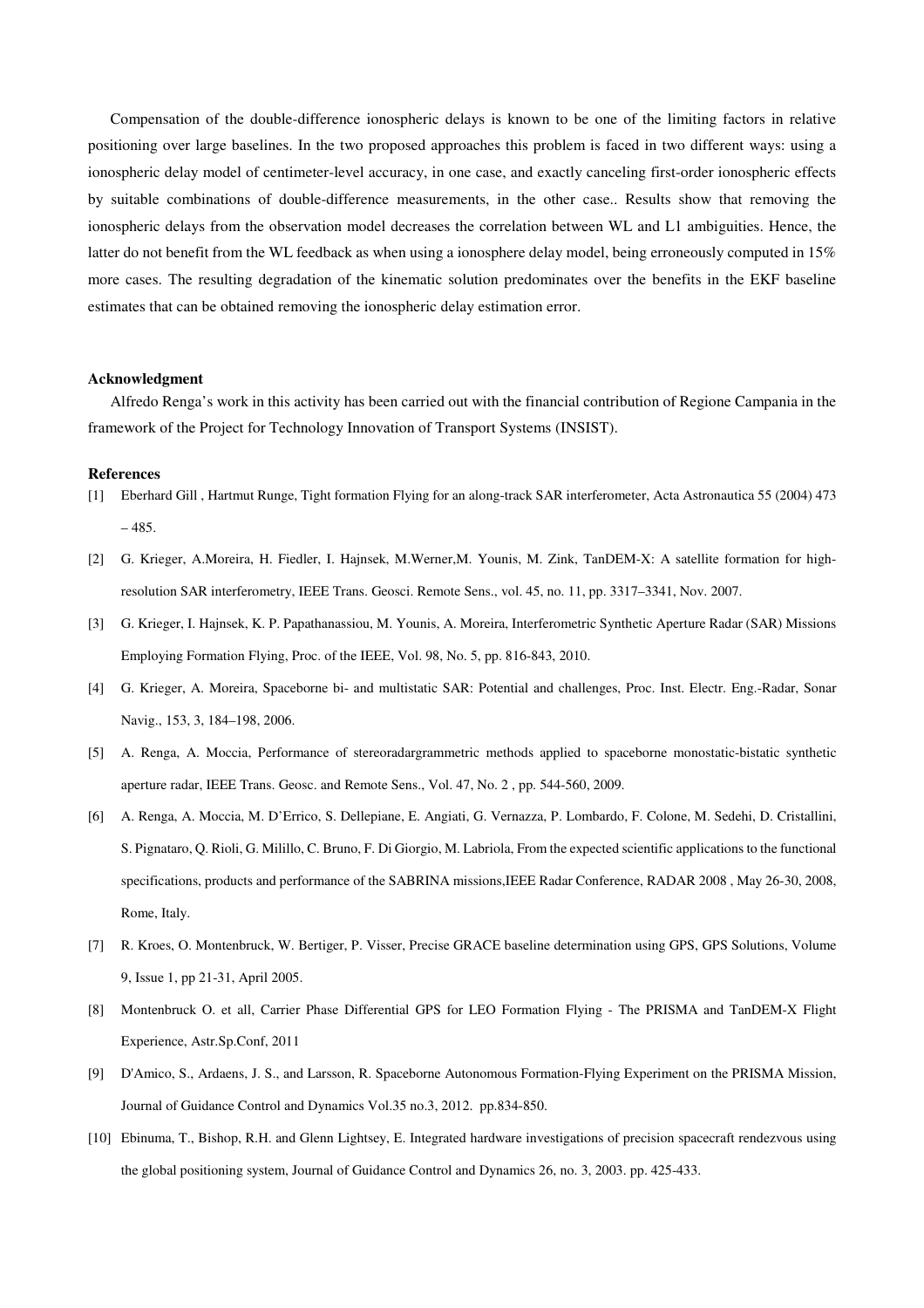Compensation of the double-difference ionospheric delays is known to be one of the limiting factors in relative positioning over large baselines. In the two proposed approaches this problem is faced in two different ways: using a ionospheric delay model of centimeter-level accuracy, in one case, and exactly canceling first-order ionospheric effects by suitable combinations of double-difference measurements, in the other case.. Results show that removing the ionospheric delays from the observation model decreases the correlation between WL and L1 ambiguities. Hence, the latter do not benefit from the WL feedback as when using a ionosphere delay model, being erroneously computed in 15% more cases. The resulting degradation of the kinematic solution predominates over the benefits in the EKF baseline estimates that can be obtained removing the ionospheric delay estimation error.

**Acknowledgment**

Alfredo Renga's work in this activity has been carried out with the financial contribution of Regione Campania in the framework of the Project for Technology Innovation of Transport Systems (INSIST).

**References**

[1] Eberhard Gill , Hartmut Runge, Tight formation Flying for an along-track SAR interferometer, Acta Astronautica 55 (2004) 473 – 485.

[2] G. Krieger, A.Moreira, H. Fiedler, I. Hajnsek, M.Werner,M. Younis, M. Zink, TanDEM-X: A satellite formation for high-resolution SAR interferometry, IEEE Trans. Geosci. Remote Sens., vol. 45, no. 11, pp. 3317–3341, Nov. 2007.

[3] G. Krieger, I. Hajnsek, K. P. Papathanassiou, M. Younis, A. Moreira, Interferometric Synthetic Aperture Radar (SAR) Missions Employing Formation Flying, Proc. of the IEEE, Vol. 98, No. 5, pp. 816-843, 2010.

[4] G. Krieger, A. Moreira, Spaceborne bi- and multistatic SAR: Potential and challenges, Proc. Inst. Electr. Eng.-Radar, Sonar Navig., 153, 3, 184–198, 2006.

[5] A. Renga, A. Moccia, Performance of stereoradargrammetric methods applied to spaceborne monostatic-bistatic synthetic aperture radar, IEEE Trans. Geosc. and Remote Sens., Vol. 47, No. 2 , pp. 544-560, 2009.

[6] A. Renga, A. Moccia, M. D'Errico, S. Dellepiane, E. Angiati, G. Vernazza, P. Lombardo, F. Colone, M. Sedehi, D. Cristallini, S. Pignataro, Q. Rioli, G. Milillo, C. Bruno, F. Di Giorgio, M. Labriola, From the expected scientific applications to the functional specifications, products and performance of the SABRINA missions,IEEE Radar Conference, RADAR 2008 , May 26-30, 2008, Rome, Italy.

[7] R. Kroes, O. Montenbruck, W. Bertiger, P. Visser, Precise GRACE baseline determination using GPS, GPS Solutions, Volume 9, Issue 1, pp 21-31, April 2005.

[8] Montenbruck O. et all, Carrier Phase Differential GPS for LEO Formation Flying - The PRISMA and TanDEM-X Flight Experience, Astr.Sp.Conf, 2011

[9] D'Amico, S., Ardaens, J. S., and Larsson, R. Spaceborne Autonomous Formation-Flying Experiment on the PRISMA Mission, Journal of Guidance Control and Dynamics Vol.35 no.3, 2012. pp.834-850.

[10] Ebinuma, T., Bishop, R.H. and Glenn Lightsey, E. Integrated hardware investigations of precision spacecraft rendezvous using the global positioning system, Journal of Guidance Control and Dynamics 26, no. 3, 2003. pp. 425-433.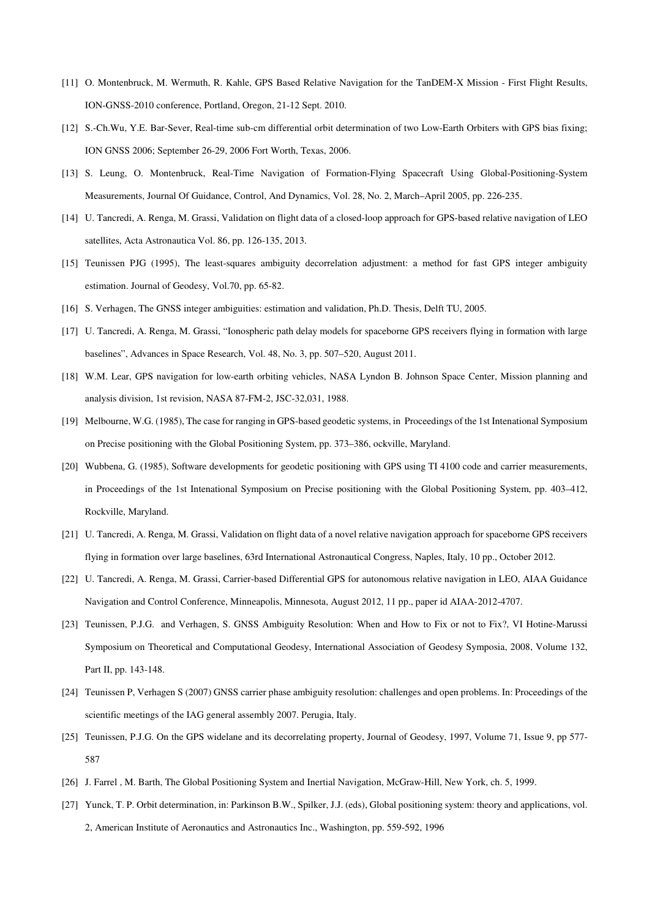[11] O. Montenbruck, M. Wermuth, R. Kahle, GPS Based Relative Navigation for the TanDEM-X Mission - First Flight Results, ION-GNSS-2010 conference, Portland, Oregon, 21-12 Sept. 2010.

[12] S.-Ch.Wu, Y.E. Bar-Sever, Real-time sub-cm differential orbit determination of two Low-Earth Orbiters with GPS bias fixing; ION GNSS 2006; September 26-29, 2006 Fort Worth, Texas, 2006.

[13] S. Leung, O. Montenbruck, Real-Time Navigation of Formation-Flying Spacecraft Using Global-Positioning-System Measurements, Journal Of Guidance, Control, And Dynamics, Vol. 28, No. 2, March–April 2005, pp. 226-235.

[14] U. Tancredi, A. Renga, M. Grassi, Validation on flight data of a closed-loop approach for GPS-based relative navigation of LEO satellites, Acta Astronautica Vol. 86, pp. 126-135, 2013.

[15] Teunissen PJG (1995), The least-squares ambiguity decorrelation adjustment: a method for fast GPS integer ambiguity estimation. Journal of Geodesy, Vol.70, pp. 65-82.

[16] S. Verhagen, The GNSS integer ambiguities: estimation and validation, Ph.D. Thesis, Delft TU, 2005.

[17] U. Tancredi, A. Renga, M. Grassi, "Ionospheric path delay models for spaceborne GPS receivers flying in formation with large baselines", Advances in Space Research, Vol. 48, No. 3, pp. 507–520, August 2011.

[18] W.M. Lear, GPS navigation for low-earth orbiting vehicles, NASA Lyndon B. Johnson Space Center, Mission planning and analysis division, 1st revision, NASA 87-FM-2, JSC-32,031, 1988.

[19] Melbourne, W.G. (1985), The case for ranging in GPS-based geodetic systems, in Proceedings of the 1st Intenational Symposium on Precise positioning with the Global Positioning System, pp. 373–386, ockville, Maryland.

[20] Wubbena, G. (1985), Software developments for geodetic positioning with GPS using TI 4100 code and carrier measurements, in Proceedings of the 1st Intenational Symposium on Precise positioning with the Global Positioning System, pp. 403–412, Rockville, Maryland.

[21] U. Tancredi, A. Renga, M. Grassi, Validation on flight data of a novel relative navigation approach for spaceborne GPS receivers flying in formation over large baselines, 63rd International Astronautical Congress, Naples, Italy, 10 pp., October 2012.

[22] U. Tancredi, A. Renga, M. Grassi, Carrier-based Differential GPS for autonomous relative navigation in LEO, AIAA Guidance Navigation and Control Conference, Minneapolis, Minnesota, August 2012, 11 pp., paper id AIAA-2012-4707.

[23] Teunissen, P.J.G. and Verhagen, S. GNSS Ambiguity Resolution: When and How to Fix or not to Fix?, VI Hotine-Marussi Symposium on Theoretical and Computational Geodesy, International Association of Geodesy Symposia, 2008, Volume 132, Part II, pp. 143-148.

[24] Teunissen P, Verhagen S (2007) GNSS carrier phase ambiguity resolution: challenges and open problems. In: Proceedings of the scientific meetings of the IAG general assembly 2007. Perugia, Italy.

[25] Teunissen, P.J.G. On the GPS widelane and its decorrelating property, Journal of Geodesy, 1997, Volume 71, Issue 9, pp 577-587

[26] J. Farrel , M. Barth, The Global Positioning System and Inertial Navigation, McGraw-Hill, New York, ch. 5, 1999.

[27] Yunck, T. P. Orbit determination, in: Parkinson B.W., Spilker, J.J. (eds), Global positioning system: theory and applications, vol. 2, American Institute of Aeronautics and Astronautics Inc., Washington, pp. 559-592, 1996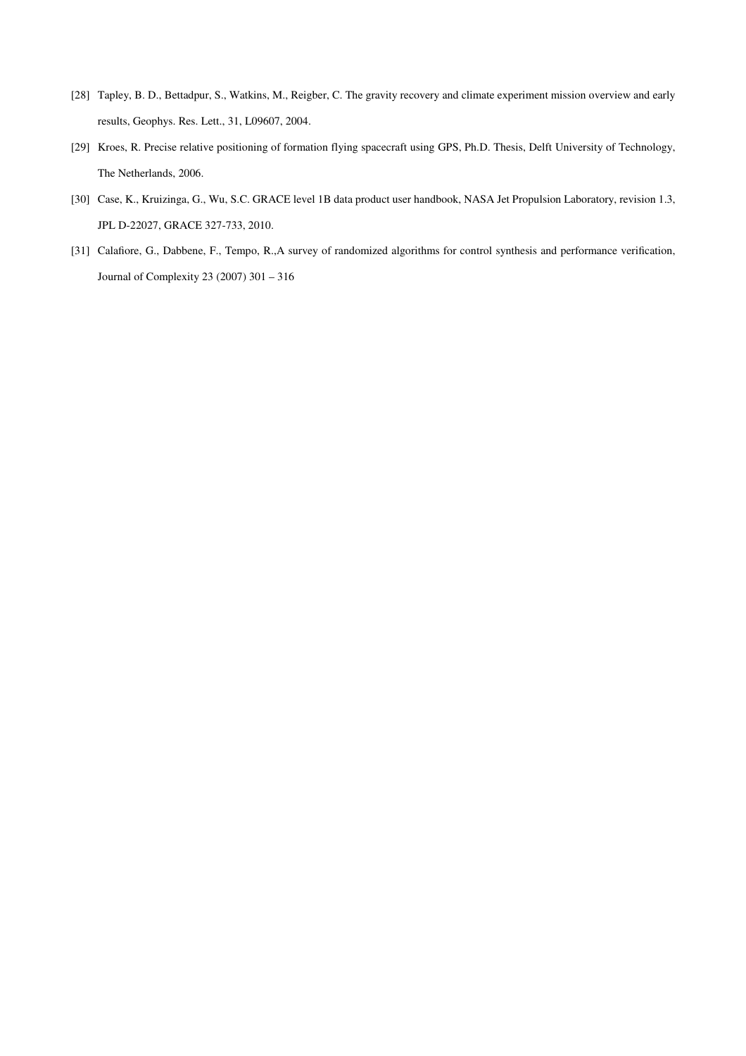[28] Tapley, B. D., Bettadpur, S., Watkins, M., Reigber, C. The gravity recovery and climate experiment mission overview and early results, Geophys. Res. Lett., 31, L09607, 2004.

[29] Kroes, R. Precise relative positioning of formation flying spacecraft using GPS, Ph.D. Thesis, Delft University of Technology, The Netherlands, 2006.

[30] Case, K., Kruizinga, G., Wu, S.C. GRACE level 1B data product user handbook, NASA Jet Propulsion Laboratory, revision 1.3, JPL D-22027, GRACE 327-733, 2010.

[31] Calafiore, G., Dabbene, F., Tempo, R.,A survey of randomized algorithms for control synthesis and performance verification, Journal of Complexity 23 (2007) 301 – 316